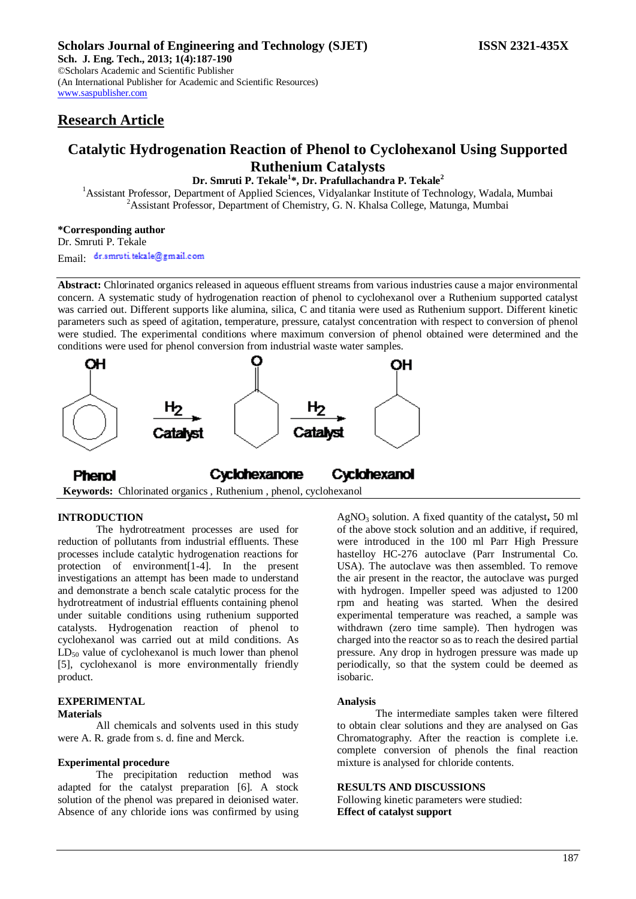# Scholars Journal of Engineering and Technology (SJET)

**ISSN 2321-435X**

**Sch. J. Eng. Tech., 2013; 1(4):187-190**

©Scholars Academic and Scientific Publisher
(An International Publisher for Academic and Scientific Resources)
www.saspublisher.com

## Research Article

# Catalytic Hydrogenation Reaction of Phenol to Cyclohexanol Using Supported Ruthenium Catalysts

**Dr. Smruti P. Tekale[1]\*, Dr. Prafullachandra P. Tekale[2]**

[1]Assistant Professor, Department of Applied Sciences, Vidyalankar Institute of Technology, Wadala, Mumbai
[2]Assistant Professor, Department of Chemistry, G. N. Khalsa College, Matunga, Mumbai

**\*Corresponding author**
Dr. Smruti P. Tekale
Email: dr.smruti.tekale@gmail.com

**Abstract:** Chlorinated organics released in aqueous effluent streams from various industries cause a major environmental concern. A systematic study of hydrogenation reaction of phenol to cyclohexanol over a Ruthenium supported catalyst was carried out. Different supports like alumina, silica, C and titania were used as Ruthenium support. Different kinetic parameters such as speed of agitation, temperature, pressure, catalyst concentration with respect to conversion of phenol were studied. The experimental conditions where maximum conversion of phenol obtained were determined and the conditions were used for phenol conversion from industrial waste water samples.

Phenol →($H_2$, Catalyst)→ Cyclohexanone →($H_2$, Catalyst)→ Cyclohexanol

**Keywords:** Chlorinated organics , Ruthenium , phenol, cyclohexanol

## INTRODUCTION

The hydrotreatment processes are used for reduction of pollutants from industrial effluents. These processes include catalytic hydrogenation reactions for protection of environment[1-4]. In the present investigations an attempt has been made to understand and demonstrate a bench scale catalytic process for the hydrotreatment of industrial effluents containing phenol under suitable conditions using ruthenium supported catalysts. Hydrogenation reaction of phenol to cyclohexanol was carried out at mild conditions. As $LD_{50}$ value of cyclohexanol is much lower than phenol [5], cyclohexanol is more environmentally friendly product.

## EXPERIMENTAL

### Materials

All chemicals and solvents used in this study were A. R. grade from s. d. fine and Merck.

### Experimental procedure

The precipitation reduction method was adapted for the catalyst preparation [6]. A stock solution of the phenol was prepared in deionised water. Absence of any chloride ions was confirmed by using $AgNO_3$ solution. A fixed quantity of the catalyst**,** 50 ml of the above stock solution and an additive, if required, were introduced in the 100 ml Parr High Pressure hastelloy HC-276 autoclave (Parr Instrumental Co. USA). The autoclave was then assembled. To remove the air present in the reactor, the autoclave was purged with hydrogen. Impeller speed was adjusted to 1200 rpm and heating was started. When the desired experimental temperature was reached, a sample was withdrawn (zero time sample). Then hydrogen was charged into the reactor so as to reach the desired partial pressure. Any drop in hydrogen pressure was made up periodically, so that the system could be deemed as isobaric.

### Analysis

The intermediate samples taken were filtered to obtain clear solutions and they are analysed on Gas Chromatography. After the reaction is complete i.e. complete conversion of phenols the final reaction mixture is analysed for chloride contents.

## RESULTS AND DISCUSSIONS

Following kinetic parameters were studied:

**Effect of catalyst support**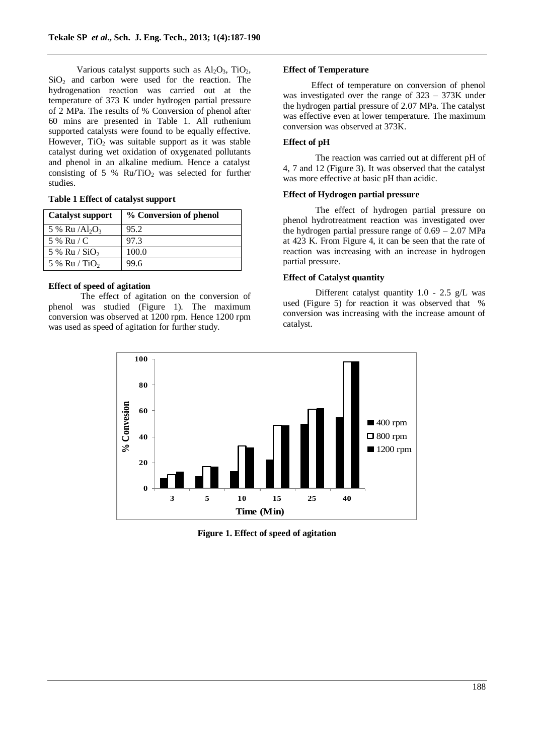Various catalyst supports such as $Al_2O_3$, $TiO_2$, $SiO_2$ and carbon were used for the reaction. The hydrogenation reaction was carried out at the temperature of 373 K under hydrogen partial pressure of 2 MPa. The results of % Conversion of phenol after 60 mins are presented in Table 1. All ruthenium supported catalysts were found to be equally effective. However, $TiO_2$ was suitable support as it was stable catalyst during wet oxidation of oxygenated pollutants and phenol in an alkaline medium. Hence a catalyst consisting of 5 % Ru/$TiO_2$ was selected for further studies.

**Table 1 Effect of catalyst support**

| Catalyst support | % Conversion of phenol |
|---|---|
| 5 % Ru /$Al_2O_3$ | 95.2 |
| 5 % Ru / C | 97.3 |
| 5 % Ru / $SiO_2$ | 100.0 |
| 5 % Ru / $TiO_2$ | 99.6 |

**Effect of speed of agitation**

The effect of agitation on the conversion of phenol was studied (Figure 1). The maximum conversion was observed at 1200 rpm. Hence 1200 rpm was used as speed of agitation for further study.

**Effect of Temperature**

Effect of temperature on conversion of phenol was investigated over the range of 323 – 373K under the hydrogen partial pressure of 2.07 MPa. The catalyst was effective even at lower temperature. The maximum conversion was observed at 373K.

**Effect of pH**

The reaction was carried out at different pH of 4, 7 and 12 (Figure 3). It was observed that the catalyst was more effective at basic pH than acidic.

**Effect of Hydrogen partial pressure**

The effect of hydrogen partial pressure on phenol hydrotreatment reaction was investigated over the hydrogen partial pressure range of 0.69 – 2.07 MPa at 423 K. From Figure 4, it can be seen that the rate of reaction was increasing with an increase in hydrogen partial pressure.

**Effect of Catalyst quantity**

Different catalyst quantity 1.0 - 2.5 g/L was used (Figure 5) for reaction it was observed that % conversion was increasing with the increase amount of catalyst.

**Figure 1. Effect of speed of agitation**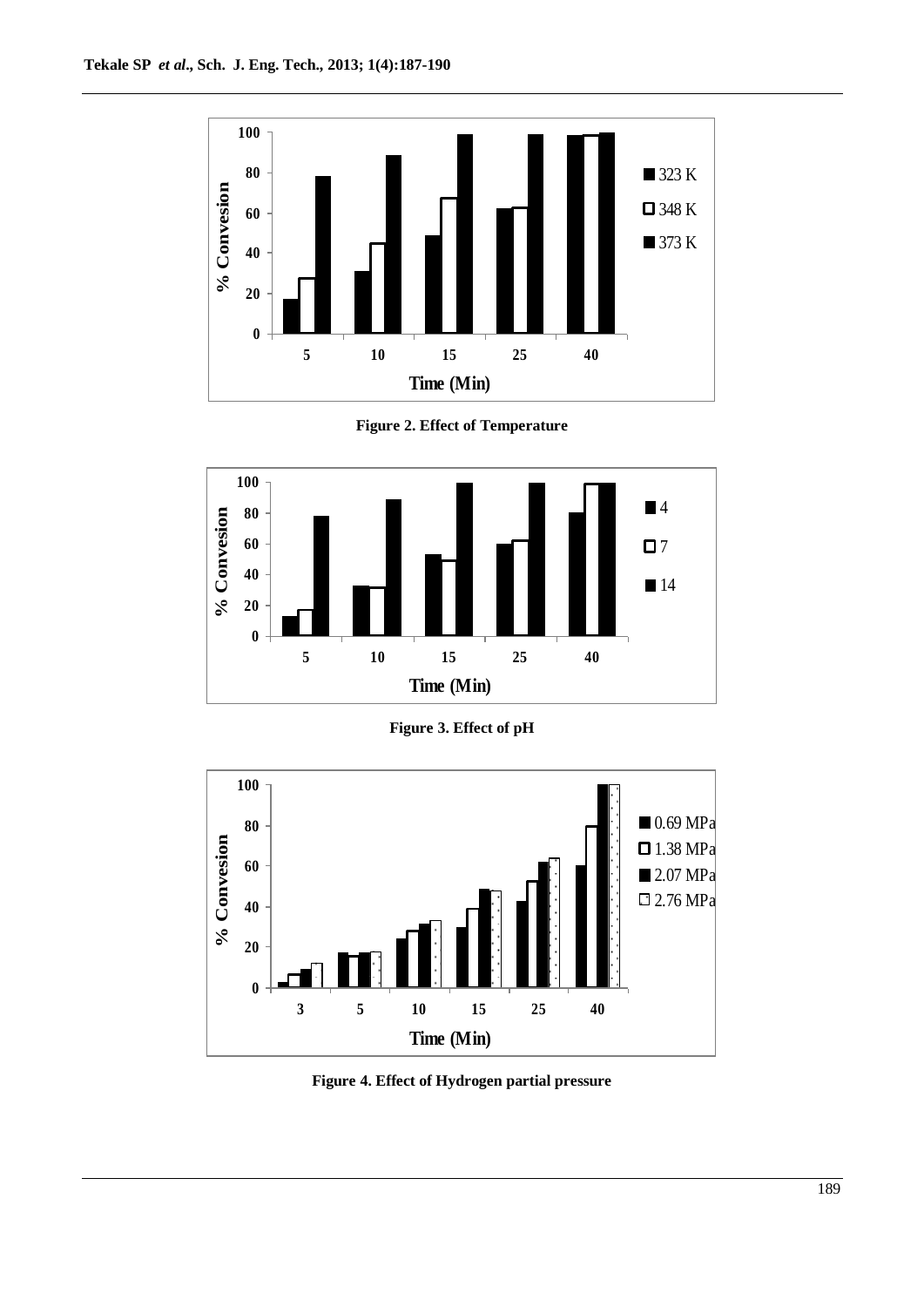Figure 2. Effect of Temperature

Figure 3. Effect of pH

Figure 4. Effect of Hydrogen partial pressure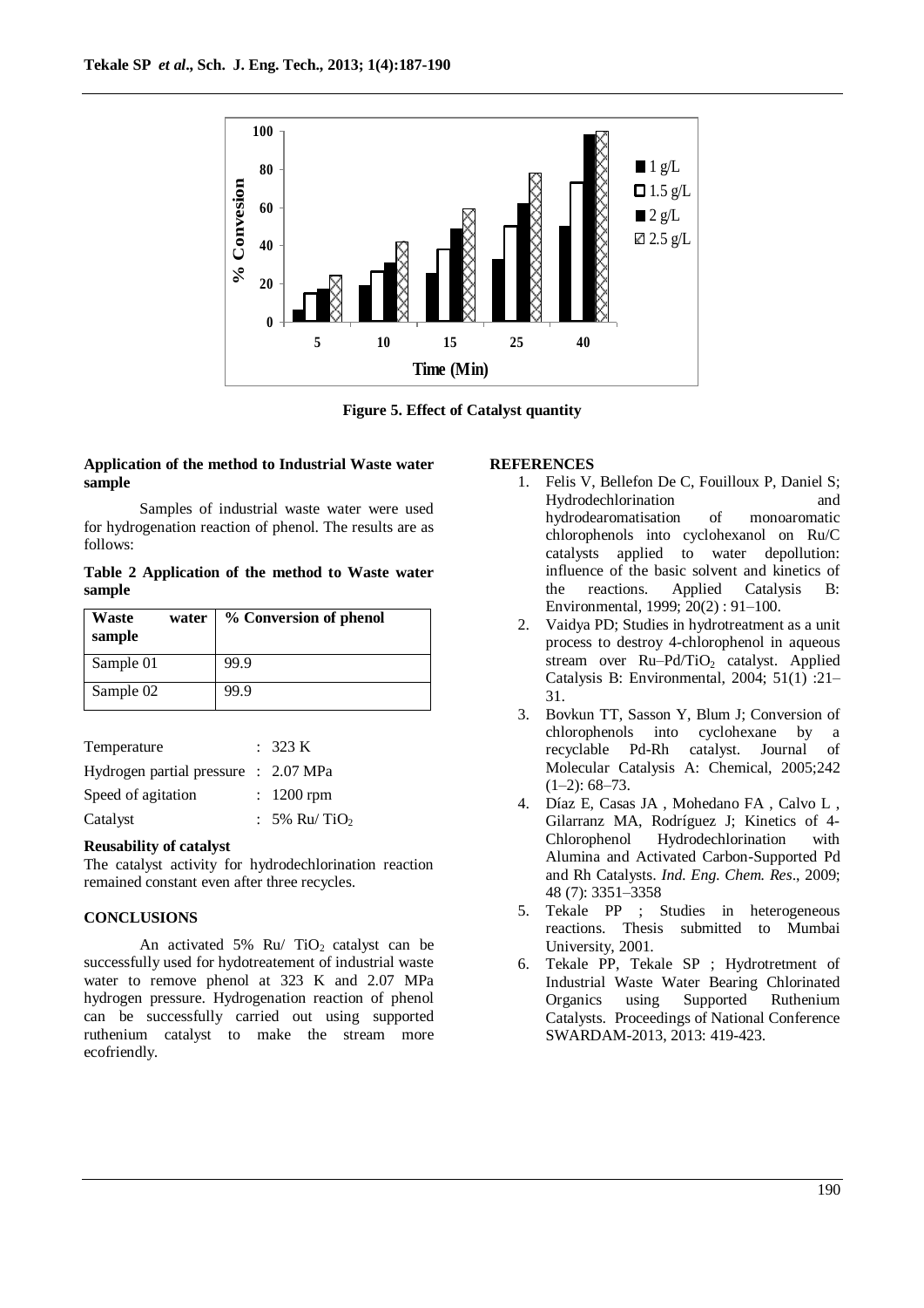100
80
60
40
20
0

% Convesion

5 10 15 25 40

Time (Min)

1 g/L
1.5 g/L
2 g/L
2.5 g/L

**Figure 5. Effect of Catalyst quantity**

### Application of the method to Industrial Waste water sample

Samples of industrial waste water were used for hydrogenation reaction of phenol. The results are as follows:

**Table 2 Application of the method to Waste water sample**

| Waste water sample | % Conversion of phenol |
|---|---|
| Sample 01 | 99.9 |
| Sample 02 | 99.9 |

| | |
|---|---|
| Temperature | : 323 K |
| Hydrogen partial pressure | : 2.07 MPa |
| Speed of agitation | : 1200 rpm |
| Catalyst | : 5% Ru/ $TiO_2$ |

### Reusability of catalyst

The catalyst activity for hydrodechlorination reaction remained constant even after three recycles.

## CONCLUSIONS

An activated 5% Ru/ $TiO_2$ catalyst can be successfully used for hydotreatement of industrial waste water to remove phenol at 323 K and 2.07 MPa hydrogen pressure. Hydrogenation reaction of phenol can be successfully carried out using supported ruthenium catalyst to make the stream more ecofriendly.

## REFERENCES

1. Felis V, Bellefon De C, Fouilloux P, Daniel S; Hydrodechlorination and hydrodearomatisation of monoaromatic chlorophenols into cyclohexanol on Ru/C catalysts applied to water depollution: influence of the basic solvent and kinetics of the reactions. Applied Catalysis B: Environmental, 1999; 20(2) : 91–100.
2. Vaidya PD; Studies in hydrotreatment as a unit process to destroy 4-chlorophenol in aqueous stream over Ru–Pd/$TiO_2$ catalyst. Applied Catalysis B: Environmental, 2004; 51(1) :21–31.
3. Bovkun TT, Sasson Y, Blum J; Conversion of chlorophenols into cyclohexane by a recyclable Pd-Rh catalyst. Journal of Molecular Catalysis A: Chemical, 2005;242 (1–2): 68–73.
4. Díaz E, Casas JA , Mohedano FA , Calvo L , Gilarranz MA, Rodríguez J; Kinetics of 4-Chlorophenol Hydrodechlorination with Alumina and Activated Carbon-Supported Pd and Rh Catalysts. *Ind. Eng. Chem. Res*., 2009; 48 (7): 3351–3358
5. Tekale PP ; Studies in heterogeneous reactions. Thesis submitted to Mumbai University, 2001.
6. Tekale PP, Tekale SP ; Hydrotretment of Industrial Waste Water Bearing Chlorinated Organics using Supported Ruthenium Catalysts. Proceedings of National Conference SWARDAM-2013, 2013: 419-423.